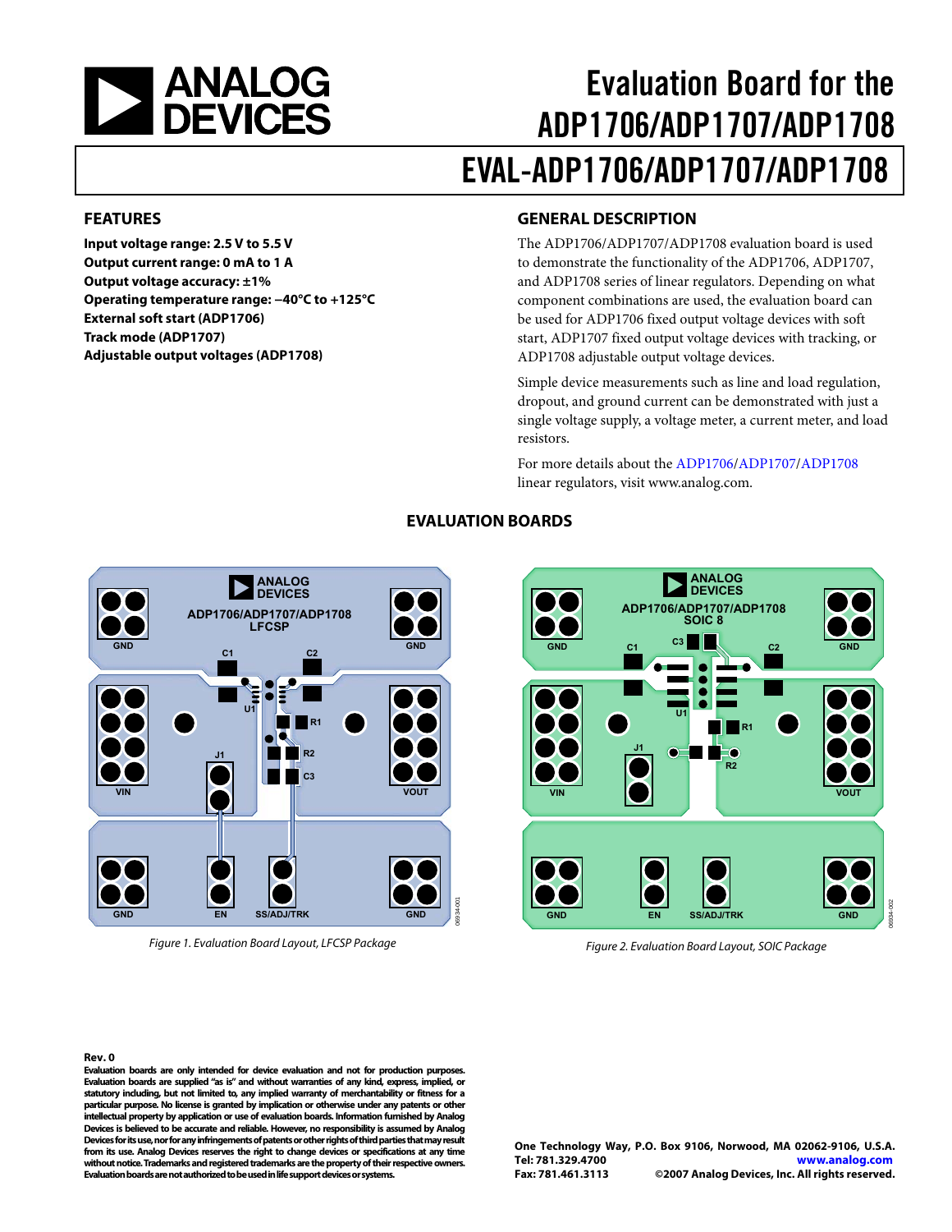# Evaluation Board for the ADP1706/ADP1707/ADP1708

# EVAL-ADP1706/ADP1707/ADP1708

## FEATURES

**Input voltage range: 2.5 V to 5.5 V**
**Output current range: 0 mA to 1 A**
**Output voltage accuracy: ±1%**
**Operating temperature range: −40°C to +125°C**
**External soft start (ADP1706)**
**Track mode (ADP1707)**
**Adjustable output voltages (ADP1708)**

## GENERAL DESCRIPTION

The ADP1706/ADP1707/ADP1708 evaluation board is used to demonstrate the functionality of the ADP1706, ADP1707, and ADP1708 series of linear regulators. Depending on what component combinations are used, the evaluation board can be used for ADP1706 fixed output voltage devices with soft start, ADP1707 fixed output voltage devices with tracking, or ADP1708 adjustable output voltage devices.

Simple device measurements such as line and load regulation, dropout, and ground current can be demonstrated with just a single voltage supply, a voltage meter, a current meter, and load resistors.

For more details about the ADP1706/ADP1707/ADP1708 linear regulators, visit www.analog.com.

## EVALUATION BOARDS

*Figure 1. Evaluation Board Layout, LFCSP Package*

*Figure 2. Evaluation Board Layout, SOIC Package*

**Rev. 0**

**Evaluation boards are only intended for device evaluation and not for production purposes. Evaluation boards are supplied "as is" and without warranties of any kind, express, implied, or statutory including, but not limited to, any implied warranty of merchantability or fitness for a particular purpose. No license is granted by implication or otherwise under any patents or other intellectual property by application or use of evaluation boards. Information furnished by Analog Devices is believed to be accurate and reliable. However, no responsibility is assumed by Analog Devices for its use, nor for any infringements of patents or other rights of third parties that may result from its use. Analog Devices reserves the right to change devices or specifications at any time without notice. Trademarks and registered trademarks are the property of their respective owners. Evaluation boards are not authorized to be used in life support devices or systems.**

**One Technology Way, P.O. Box 9106, Norwood, MA 02062-9106, U.S.A.**
**Tel: 781.329.4700 www.analog.com**
**Fax: 781.461.3113 ©2007 Analog Devices, Inc. All rights reserved.**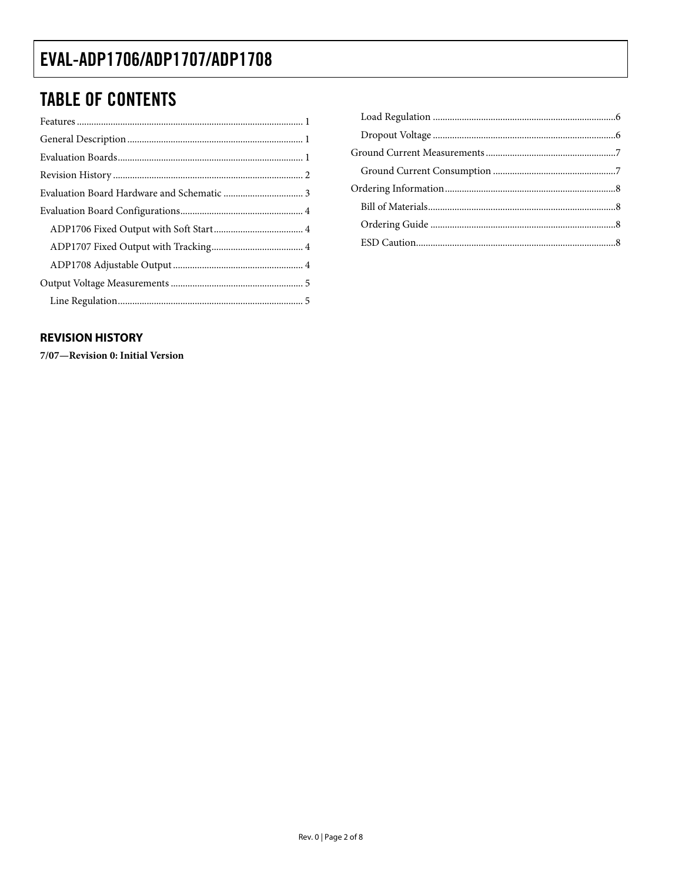## TABLE OF CONTENTS

Features ........................................................................................ 1
General Description ..................................................................... 1
Evaluation Boards ......................................................................... 1
Revision History ........................................................................... 2
Evaluation Board Hardware and Schematic ................................. 3
Evaluation Board Configurations .................................................. 4
    ADP1706 Fixed Output with Soft Start ..................................... 4
    ADP1707 Fixed Output with Tracking ...................................... 4
    ADP1708 Adjustable Output ..................................................... 4
Output Voltage Measurements ...................................................... 5
    Line Regulation ......................................................................... 5
    Load Regulation ........................................................................ 6
    Dropout Voltage ........................................................................ 6
Ground Current Measurements ..................................................... 7
    Ground Current Consumption .................................................. 7
Ordering Information ..................................................................... 8
    Bill of Materials ......................................................................... 8
    Ordering Guide .......................................................................... 8
    ESD Caution .............................................................................. 8

### REVISION HISTORY

**7/07—Revision 0: Initial Version**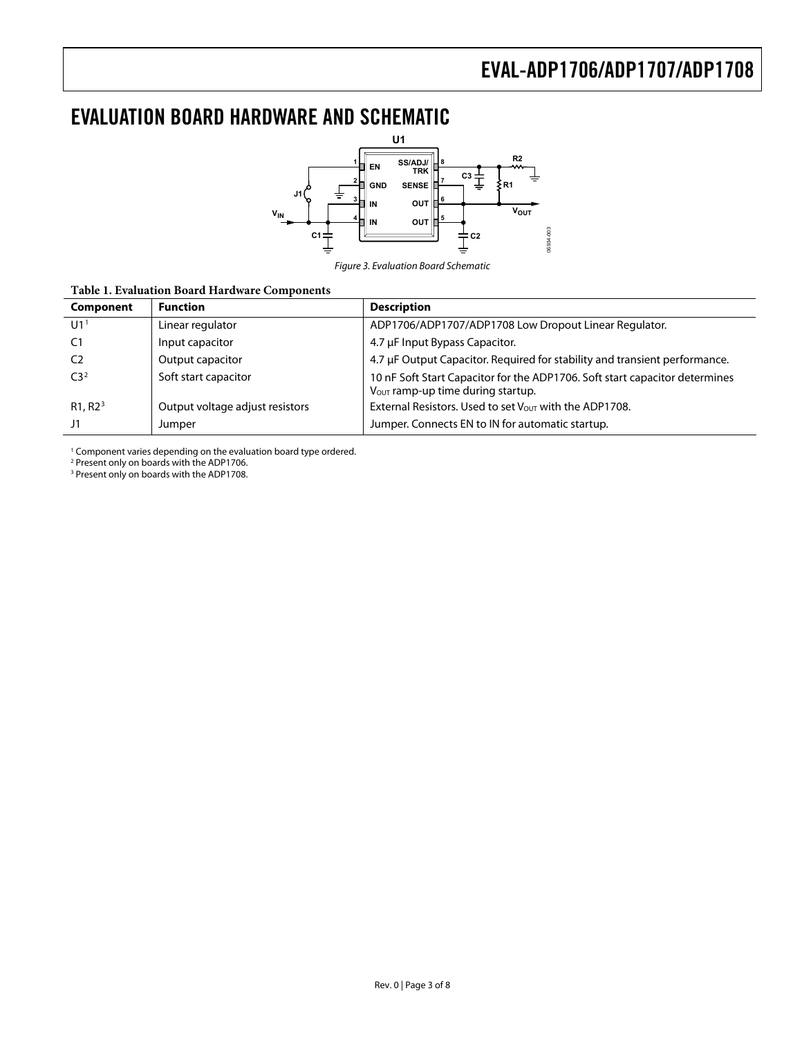# EVALUATION BOARD HARDWARE AND SCHEMATIC

Figure 3. Evaluation Board Schematic

**Table 1. Evaluation Board Hardware Components**

| Component | Function | Description |
|---|---|---|
| U1[1] | Linear regulator | ADP1706/ADP1707/ADP1708 Low Dropout Linear Regulator. |
| C1 | Input capacitor | 4.7 µF Input Bypass Capacitor. |
| C2 | Output capacitor | 4.7 µF Output Capacitor. Required for stability and transient performance. |
| C3[2] | Soft start capacitor | 10 nF Soft Start Capacitor for the ADP1706. Soft start capacitor determines $V_{OUT}$ ramp-up time during startup. |
| R1, R2[3] | Output voltage adjust resistors | External Resistors. Used to set $V_{OUT}$ with the ADP1708. |
| J1 | Jumper | Jumper. Connects EN to IN for automatic startup. |

[1] Component varies depending on the evaluation board type ordered.
[2] Present only on boards with the ADP1706.
[3] Present only on boards with the ADP1708.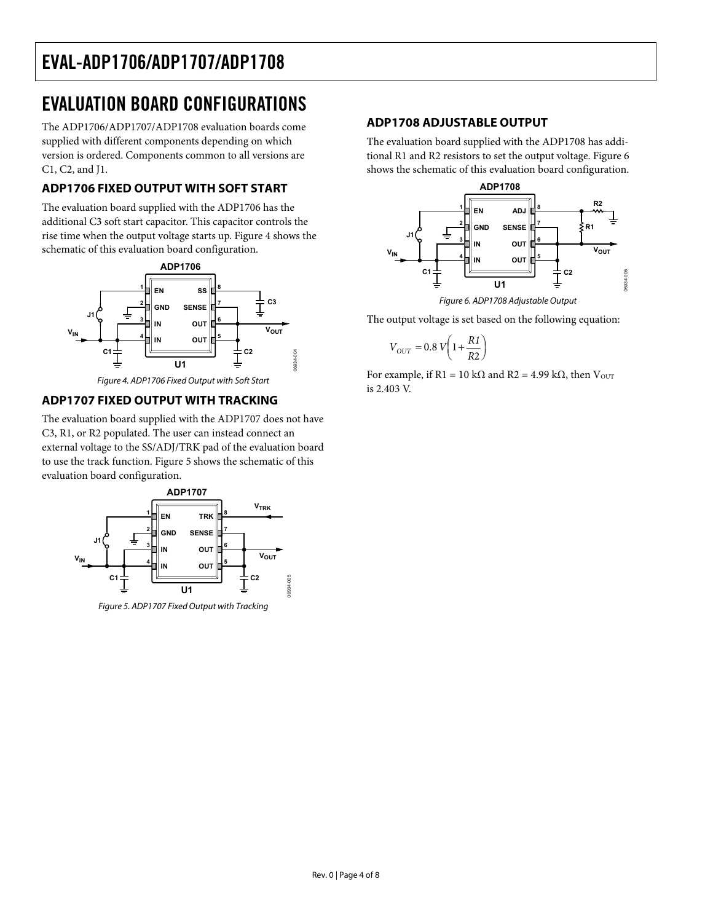# EVALUATION BOARD CONFIGURATIONS

The ADP1706/ADP1707/ADP1708 evaluation boards come supplied with different components depending on which version is ordered. Components common to all versions are C1, C2, and J1.

## ADP1706 FIXED OUTPUT WITH SOFT START

The evaluation board supplied with the ADP1706 has the additional C3 soft start capacitor. This capacitor controls the rise time when the output voltage starts up. Figure 4 shows the schematic of this evaluation board configuration.

*Figure 4. ADP1706 Fixed Output with Soft Start*

## ADP1707 FIXED OUTPUT WITH TRACKING

The evaluation board supplied with the ADP1707 does not have C3, R1, or R2 populated. The user can instead connect an external voltage to the SS/ADJ/TRK pad of the evaluation board to use the track function. Figure 5 shows the schematic of this evaluation board configuration.

*Figure 5. ADP1707 Fixed Output with Tracking*

## ADP1708 ADJUSTABLE OUTPUT

The evaluation board supplied with the ADP1708 has additional R1 and R2 resistors to set the output voltage. Figure 6 shows the schematic of this evaluation board configuration.

*Figure 6. ADP1708 Adjustable Output*

The output voltage is set based on the following equation:

$$V_{OUT} = 0.8\,V\left(1 + \frac{R1}{R2}\right)$$

For example, if R1 = 10 kΩ and R2 = 4.99 kΩ, then $V_{OUT}$ is 2.403 V.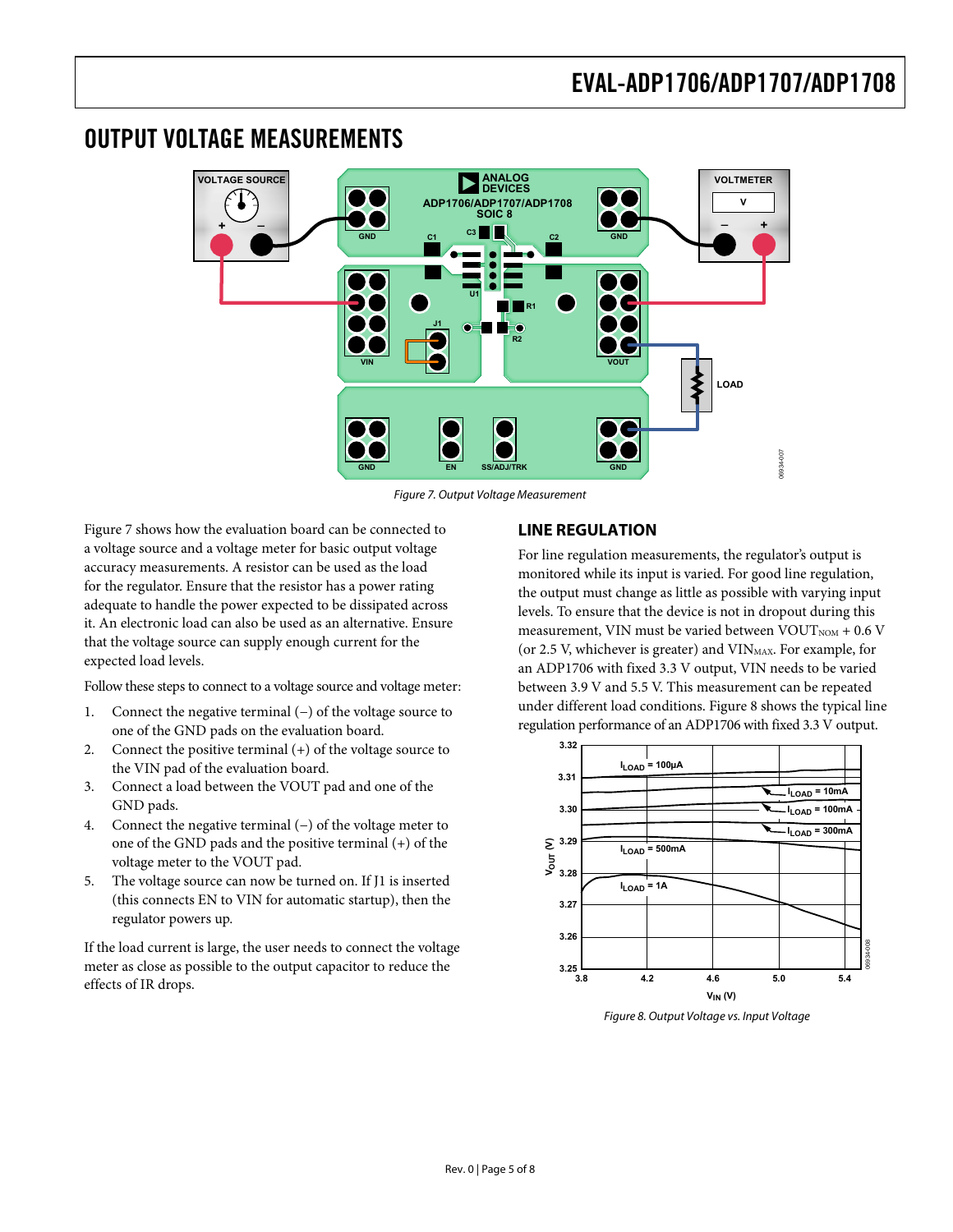## OUTPUT VOLTAGE MEASUREMENTS

Figure 7. Output Voltage Measurement

Figure 7 shows how the evaluation board can be connected to a voltage source and a voltage meter for basic output voltage accuracy measurements. A resistor can be used as the load for the regulator. Ensure that the resistor has a power rating adequate to handle the power expected to be dissipated across it. An electronic load can also be used as an alternative. Ensure that the voltage source can supply enough current for the expected load levels.

Follow these steps to connect to a voltage source and voltage meter:

1. Connect the negative terminal (−) of the voltage source to one of the GND pads on the evaluation board.
2. Connect the positive terminal (+) of the voltage source to the VIN pad of the evaluation board.
3. Connect a load between the VOUT pad and one of the GND pads.
4. Connect the negative terminal (−) of the voltage meter to one of the GND pads and the positive terminal (+) of the voltage meter to the VOUT pad.
5. The voltage source can now be turned on. If J1 is inserted (this connects EN to VIN for automatic startup), then the regulator powers up.

If the load current is large, the user needs to connect the voltage meter as close as possible to the output capacitor to reduce the effects of IR drops.

### LINE REGULATION

For line regulation measurements, the regulator's output is monitored while its input is varied. For good line regulation, the output must change as little as possible with varying input levels. To ensure that the device is not in dropout during this measurement, VIN must be varied between $VOUT_{NOM}$ + 0.6 V (or 2.5 V, whichever is greater) and $VIN_{MAX}$. For example, for an ADP1706 with fixed 3.3 V output, VIN needs to be varied between 3.9 V and 5.5 V. This measurement can be repeated under different load conditions. Figure 8 shows the typical line regulation performance of an ADP1706 with fixed 3.3 V output.

Figure 8. Output Voltage vs. Input Voltage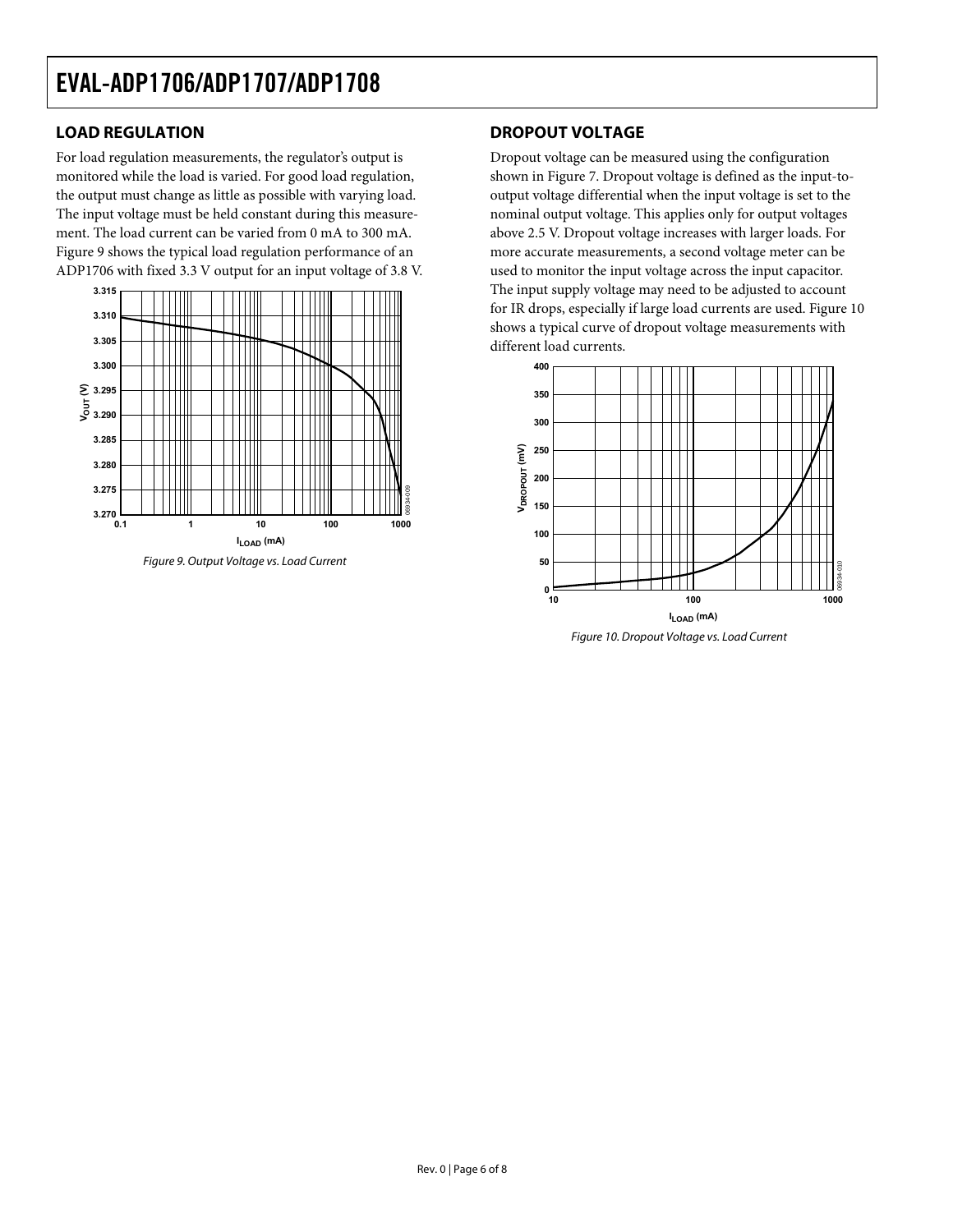## LOAD REGULATION

For load regulation measurements, the regulator's output is monitored while the load is varied. For good load regulation, the output must change as little as possible with varying load. The input voltage must be held constant during this measurement. The load current can be varied from 0 mA to 300 mA. Figure 9 shows the typical load regulation performance of an ADP1706 with fixed 3.3 V output for an input voltage of 3.8 V.

*Figure 9. Output Voltage vs. Load Current*

## DROPOUT VOLTAGE

Dropout voltage can be measured using the configuration shown in Figure 7. Dropout voltage is defined as the input-to-output voltage differential when the input voltage is set to the nominal output voltage. This applies only for output voltages above 2.5 V. Dropout voltage increases with larger loads. For more accurate measurements, a second voltage meter can be used to monitor the input voltage across the input capacitor. The input supply voltage may need to be adjusted to account for IR drops, especially if large load currents are used. Figure 10 shows a typical curve of dropout voltage measurements with different load currents.

*Figure 10. Dropout Voltage vs. Load Current*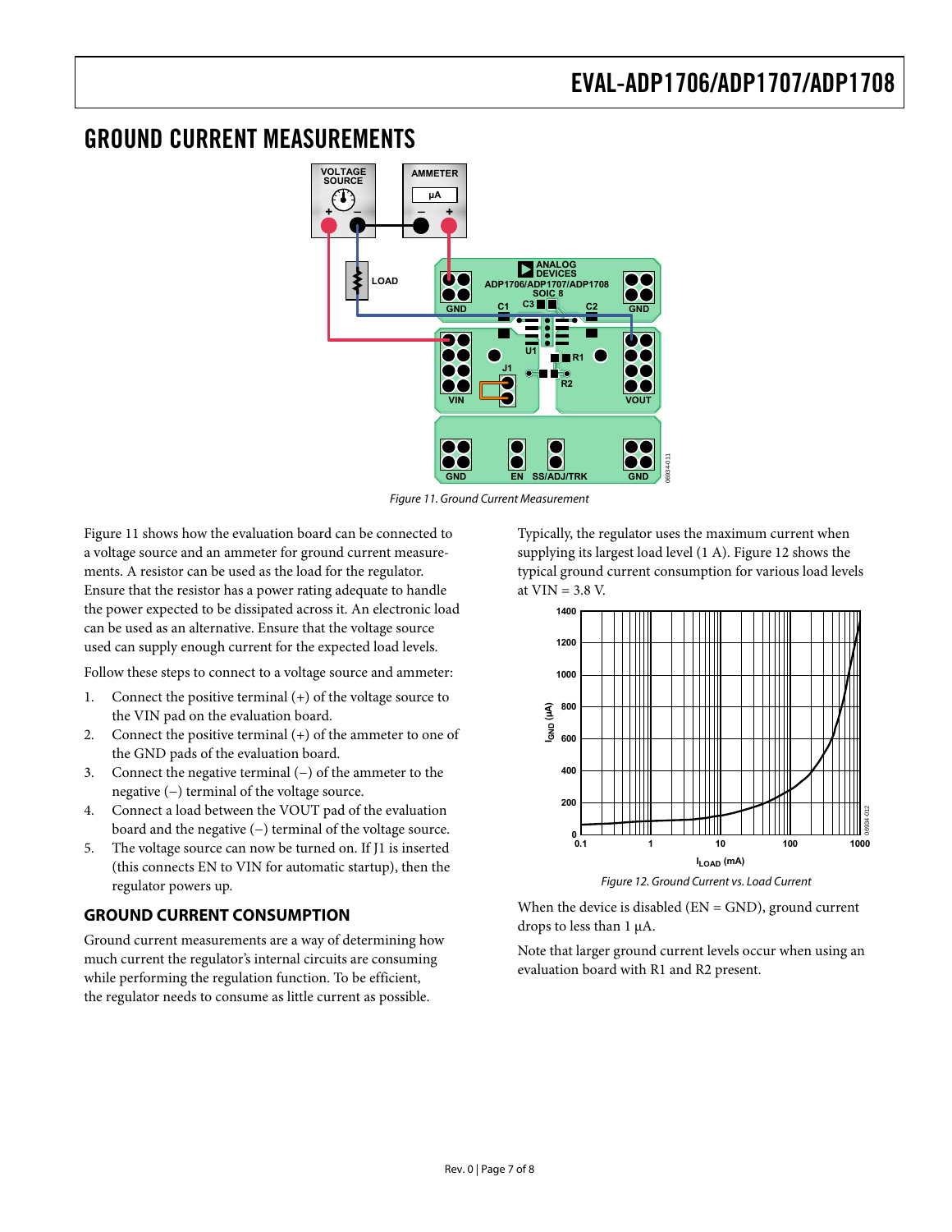# GROUND CURRENT MEASUREMENTS

*Figure 11. Ground Current Measurement*

Figure 11 shows how the evaluation board can be connected to a voltage source and an ammeter for ground current measurements. A resistor can be used as the load for the regulator. Ensure that the resistor has a power rating adequate to handle the power expected to be dissipated across it. An electronic load can be used as an alternative. Ensure that the voltage source used can supply enough current for the expected load levels.

Follow these steps to connect to a voltage source and ammeter:

1. Connect the positive terminal (+) of the voltage source to the VIN pad on the evaluation board.
2. Connect the positive terminal (+) of the ammeter to one of the GND pads of the evaluation board.
3. Connect the negative terminal (−) of the ammeter to the negative (−) terminal of the voltage source.
4. Connect a load between the VOUT pad of the evaluation board and the negative (−) terminal of the voltage source.
5. The voltage source can now be turned on. If J1 is inserted (this connects EN to VIN for automatic startup), then the regulator powers up.

## GROUND CURRENT CONSUMPTION

Ground current measurements are a way of determining how much current the regulator's internal circuits are consuming while performing the regulation function. To be efficient, the regulator needs to consume as little current as possible.

Typically, the regulator uses the maximum current when supplying its largest load level (1 A). Figure 12 shows the typical ground current consumption for various load levels at VIN = 3.8 V.

*Figure 12. Ground Current vs. Load Current*

When the device is disabled (EN = GND), ground current drops to less than 1 μA.

Note that larger ground current levels occur when using an evaluation board with R1 and R2 present.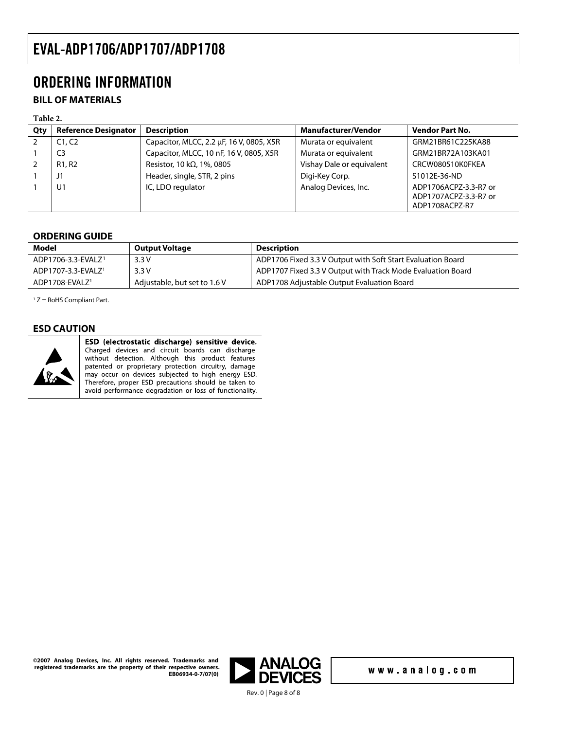## ORDERING INFORMATION

### BILL OF MATERIALS

Table 2.

| Qty | Reference Designator | Description | Manufacturer/Vendor | Vendor Part No. |
|---|---|---|---|---|
| 2 | C1, C2 | Capacitor, MLCC, 2.2 μF, 16 V, 0805, X5R | Murata or equivalent | GRM21BR61C225KA88 |
| 1 | C3 | Capacitor, MLCC, 10 nF, 16 V, 0805, X5R | Murata or equivalent | GRM21BR72A103KA01 |
| 2 | R1, R2 | Resistor, 10 kΩ, 1%, 0805 | Vishay Dale or equivalent | CRCW080510K0FKEA |
| 1 | J1 | Header, single, STR, 2 pins | Digi-Key Corp. | S1012E-36-ND |
| 1 | U1 | IC, LDO regulator | Analog Devices, Inc. | ADP1706ACPZ-3.3-R7 or ADP1707ACPZ-3.3-R7 or ADP1708ACPZ-R7 |

### ORDERING GUIDE

| Model | Output Voltage | Description |
|---|---|---|
| ADP1706-3.3-EVALZ[1] | 3.3 V | ADP1706 Fixed 3.3 V Output with Soft Start Evaluation Board |
| ADP1707-3.3-EVALZ[1] | 3.3 V | ADP1707 Fixed 3.3 V Output with Track Mode Evaluation Board |
| ADP1708-EVALZ[1] | Adjustable, but set to 1.6 V | ADP1708 Adjustable Output Evaluation Board |

[1] Z = RoHS Compliant Part.

### ESD CAUTION

**ESD (electrostatic discharge) sensitive device.** Charged devices and circuit boards can discharge without detection. Although this product features patented or proprietary protection circuitry, damage may occur on devices subjected to high energy ESD. Therefore, proper ESD precautions should be taken to avoid performance degradation or loss of functionality.

**©2007 Analog Devices, Inc. All rights reserved. Trademarks and registered trademarks are the property of their respective owners. EB06934-0-7/07(0)**